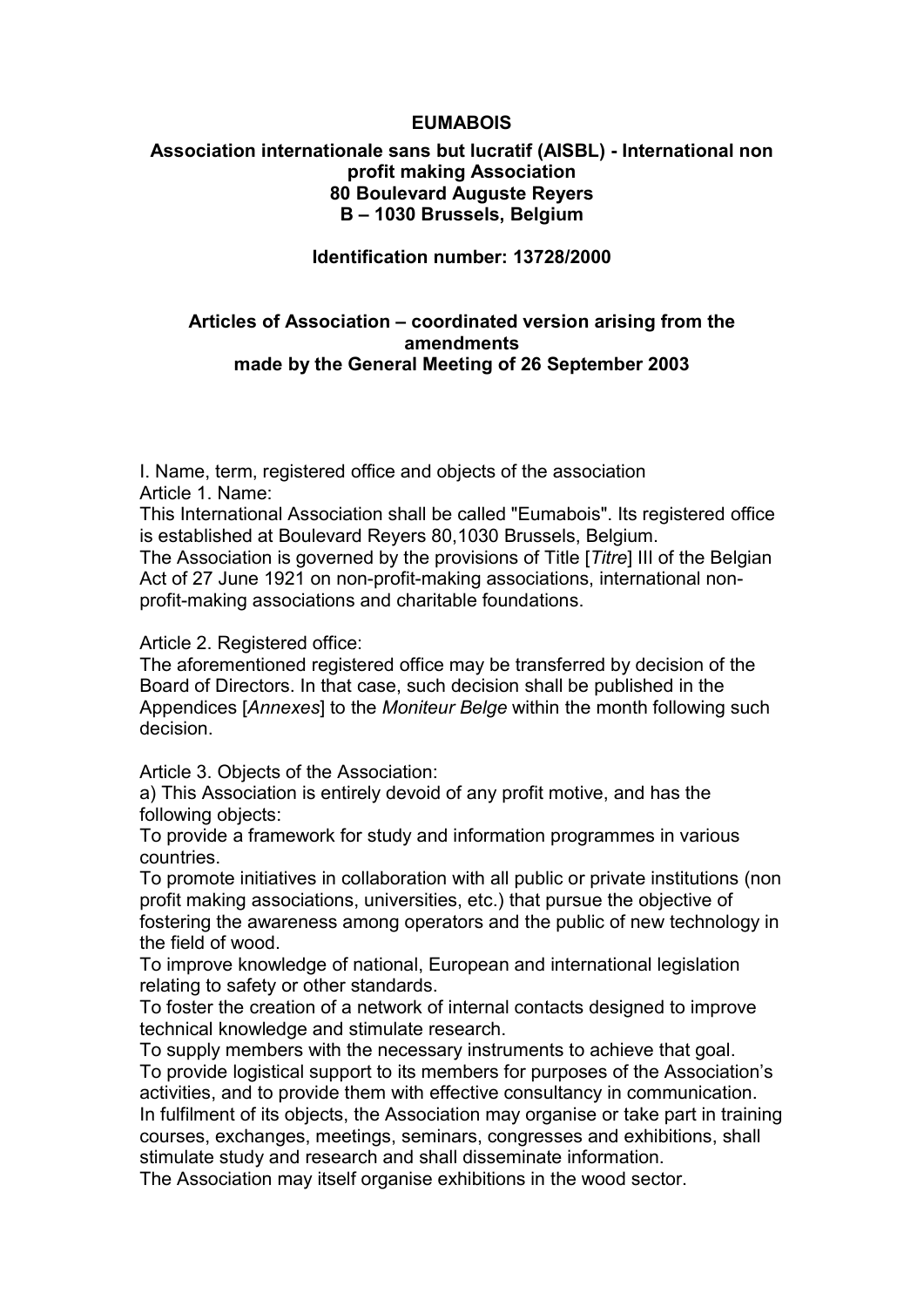**EUMABOIS**

**Association internationale sans but lucratif (AISBL) - International non profit making Association**
**80 Boulevard Auguste Reyers**
**B – 1030 Brussels, Belgium**

**Identification number: 13728/2000**

**Articles of Association – coordinated version arising from the amendments made by the General Meeting of 26 September 2003**

I. Name, term, registered office and objects of the association

Article 1. Name:

This International Association shall be called "Eumabois". Its registered office is established at Boulevard Reyers 80,1030 Brussels, Belgium.

The Association is governed by the provisions of Title [*Titre*] III of the Belgian Act of 27 June 1921 on non-profit-making associations, international non-profit-making associations and charitable foundations.

Article 2. Registered office:

The aforementioned registered office may be transferred by decision of the Board of Directors. In that case, such decision shall be published in the Appendices [*Annexes*] to the *Moniteur Belge* within the month following such decision.

Article 3. Objects of the Association:

a) This Association is entirely devoid of any profit motive, and has the following objects:

To provide a framework for study and information programmes in various countries.

To promote initiatives in collaboration with all public or private institutions (non profit making associations, universities, etc.) that pursue the objective of fostering the awareness among operators and the public of new technology in the field of wood.

To improve knowledge of national, European and international legislation relating to safety or other standards.

To foster the creation of a network of internal contacts designed to improve technical knowledge and stimulate research.

To supply members with the necessary instruments to achieve that goal.

To provide logistical support to its members for purposes of the Association's activities, and to provide them with effective consultancy in communication.

In fulfilment of its objects, the Association may organise or take part in training courses, exchanges, meetings, seminars, congresses and exhibitions, shall stimulate study and research and shall disseminate information.

The Association may itself organise exhibitions in the wood sector.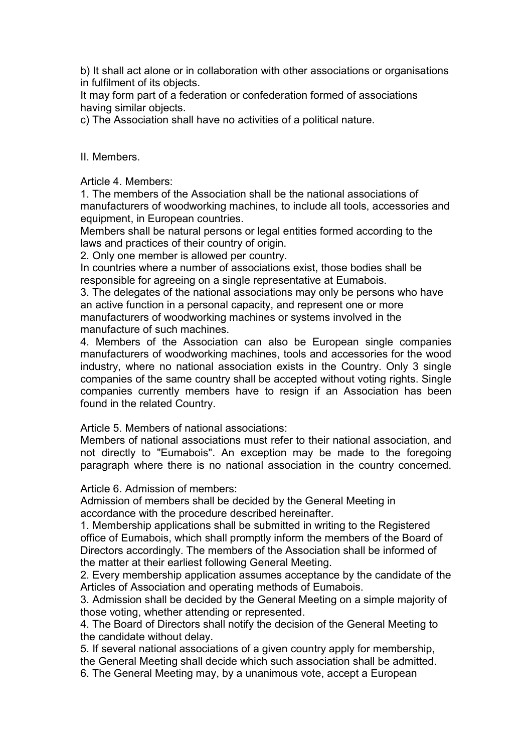b) It shall act alone or in collaboration with other associations or organisations in fulfilment of its objects.

It may form part of a federation or confederation formed of associations having similar objects.

c) The Association shall have no activities of a political nature.

## II. Members.

Article 4. Members:

1. The members of the Association shall be the national associations of manufacturers of woodworking machines, to include all tools, accessories and equipment, in European countries.

Members shall be natural persons or legal entities formed according to the laws and practices of their country of origin.

2. Only one member is allowed per country.

In countries where a number of associations exist, those bodies shall be responsible for agreeing on a single representative at Eumabois.

3. The delegates of the national associations may only be persons who have an active function in a personal capacity, and represent one or more manufacturers of woodworking machines or systems involved in the manufacture of such machines.

4. Members of the Association can also be European single companies manufacturers of woodworking machines, tools and accessories for the wood industry, where no national association exists in the Country. Only 3 single companies of the same country shall be accepted without voting rights. Single companies currently members have to resign if an Association has been found in the related Country.

Article 5. Members of national associations:

Members of national associations must refer to their national association, and not directly to "Eumabois". An exception may be made to the foregoing paragraph where there is no national association in the country concerned.

Article 6. Admission of members:

Admission of members shall be decided by the General Meeting in accordance with the procedure described hereinafter.

1. Membership applications shall be submitted in writing to the Registered office of Eumabois, which shall promptly inform the members of the Board of Directors accordingly. The members of the Association shall be informed of the matter at their earliest following General Meeting.

2. Every membership application assumes acceptance by the candidate of the Articles of Association and operating methods of Eumabois.

3. Admission shall be decided by the General Meeting on a simple majority of those voting, whether attending or represented.

4. The Board of Directors shall notify the decision of the General Meeting to the candidate without delay.

5. If several national associations of a given country apply for membership, the General Meeting shall decide which such association shall be admitted.

6. The General Meeting may, by a unanimous vote, accept a European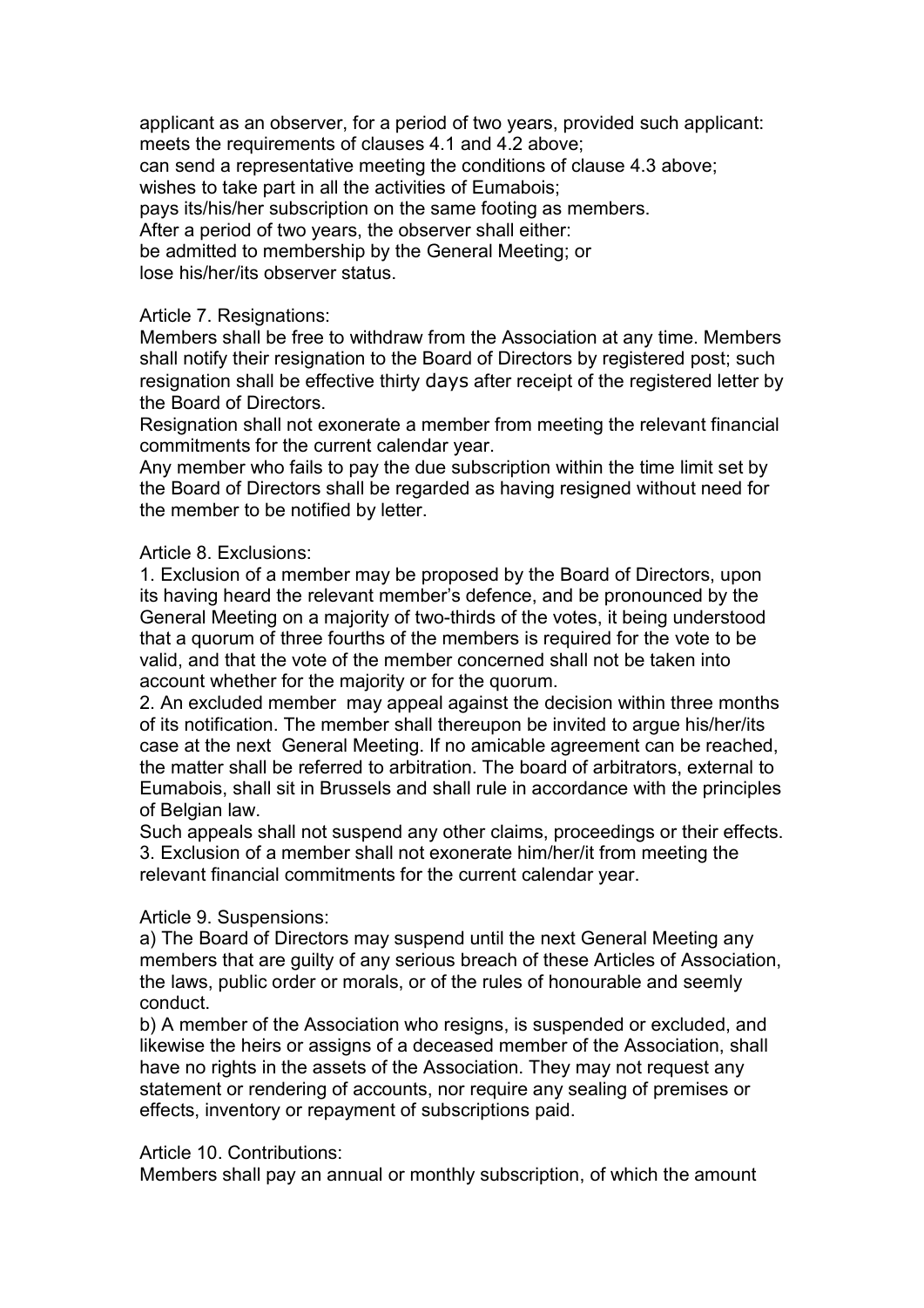applicant as an observer, for a period of two years, provided such applicant:
meets the requirements of clauses 4.1 and 4.2 above;
can send a representative meeting the conditions of clause 4.3 above;
wishes to take part in all the activities of Eumabois;
pays its/his/her subscription on the same footing as members.
After a period of two years, the observer shall either:
be admitted to membership by the General Meeting; or
lose his/her/its observer status.

Article 7. Resignations:
Members shall be free to withdraw from the Association at any time. Members shall notify their resignation to the Board of Directors by registered post; such resignation shall be effective thirty days after receipt of the registered letter by the Board of Directors.
Resignation shall not exonerate a member from meeting the relevant financial commitments for the current calendar year.
Any member who fails to pay the due subscription within the time limit set by the Board of Directors shall be regarded as having resigned without need for the member to be notified by letter.

Article 8. Exclusions:
1. Exclusion of a member may be proposed by the Board of Directors, upon its having heard the relevant member's defence, and be pronounced by the General Meeting on a majority of two-thirds of the votes, it being understood that a quorum of three fourths of the members is required for the vote to be valid, and that the vote of the member concerned shall not be taken into account whether for the majority or for the quorum.
2. An excluded member may appeal against the decision within three months of its notification. The member shall thereupon be invited to argue his/her/its case at the next General Meeting. If no amicable agreement can be reached, the matter shall be referred to arbitration. The board of arbitrators, external to Eumabois, shall sit in Brussels and shall rule in accordance with the principles of Belgian law.
Such appeals shall not suspend any other claims, proceedings or their effects.
3. Exclusion of a member shall not exonerate him/her/it from meeting the relevant financial commitments for the current calendar year.

Article 9. Suspensions:
a) The Board of Directors may suspend until the next General Meeting any members that are guilty of any serious breach of these Articles of Association, the laws, public order or morals, or of the rules of honourable and seemly conduct.
b) A member of the Association who resigns, is suspended or excluded, and likewise the heirs or assigns of a deceased member of the Association, shall have no rights in the assets of the Association. They may not request any statement or rendering of accounts, nor require any sealing of premises or effects, inventory or repayment of subscriptions paid.

Article 10. Contributions:
Members shall pay an annual or monthly subscription, of which the amount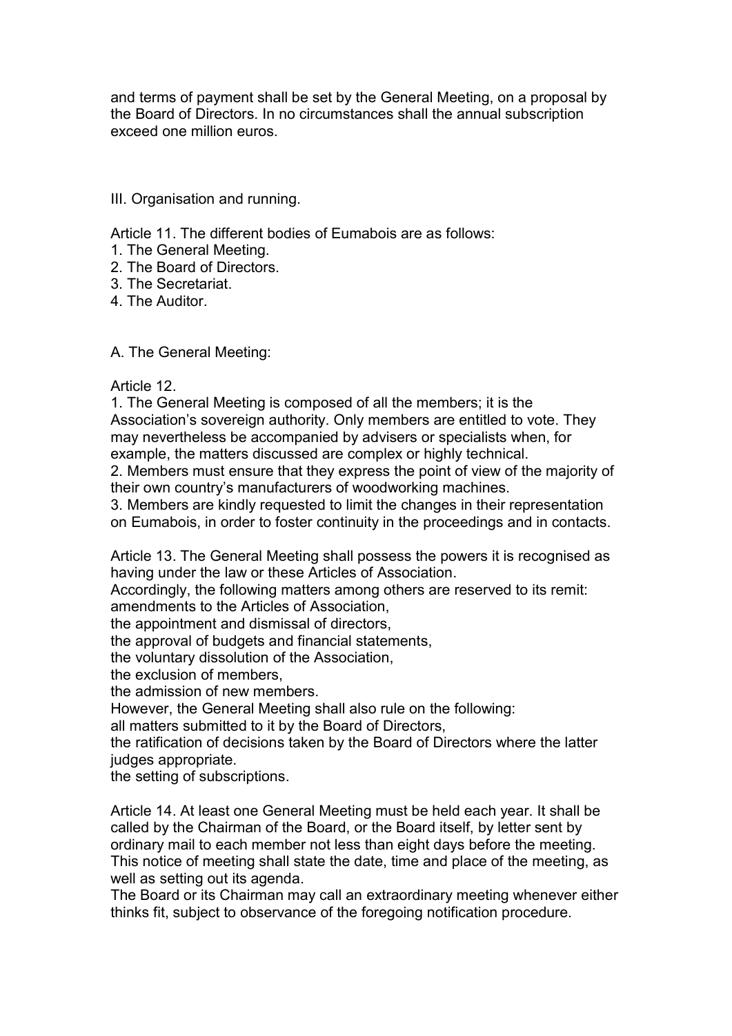and terms of payment shall be set by the General Meeting, on a proposal by the Board of Directors. In no circumstances shall the annual subscription exceed one million euros.

## III. Organisation and running.

Article 11. The different bodies of Eumabois are as follows:

1. The General Meeting.
2. The Board of Directors.
3. The Secretariat.
4. The Auditor.

### A. The General Meeting:

Article 12.

1. The General Meeting is composed of all the members; it is the Association's sovereign authority. Only members are entitled to vote. They may nevertheless be accompanied by advisers or specialists when, for example, the matters discussed are complex or highly technical.
2. Members must ensure that they express the point of view of the majority of their own country's manufacturers of woodworking machines.
3. Members are kindly requested to limit the changes in their representation on Eumabois, in order to foster continuity in the proceedings and in contacts.

Article 13. The General Meeting shall possess the powers it is recognised as having under the law or these Articles of Association.

Accordingly, the following matters among others are reserved to its remit:

amendments to the Articles of Association,

the appointment and dismissal of directors,

the approval of budgets and financial statements,

the voluntary dissolution of the Association,

the exclusion of members,

the admission of new members.

However, the General Meeting shall also rule on the following:

all matters submitted to it by the Board of Directors,

the ratification of decisions taken by the Board of Directors where the latter judges appropriate.

the setting of subscriptions.

Article 14. At least one General Meeting must be held each year. It shall be called by the Chairman of the Board, or the Board itself, by letter sent by ordinary mail to each member not less than eight days before the meeting. This notice of meeting shall state the date, time and place of the meeting, as well as setting out its agenda.

The Board or its Chairman may call an extraordinary meeting whenever either thinks fit, subject to observance of the foregoing notification procedure.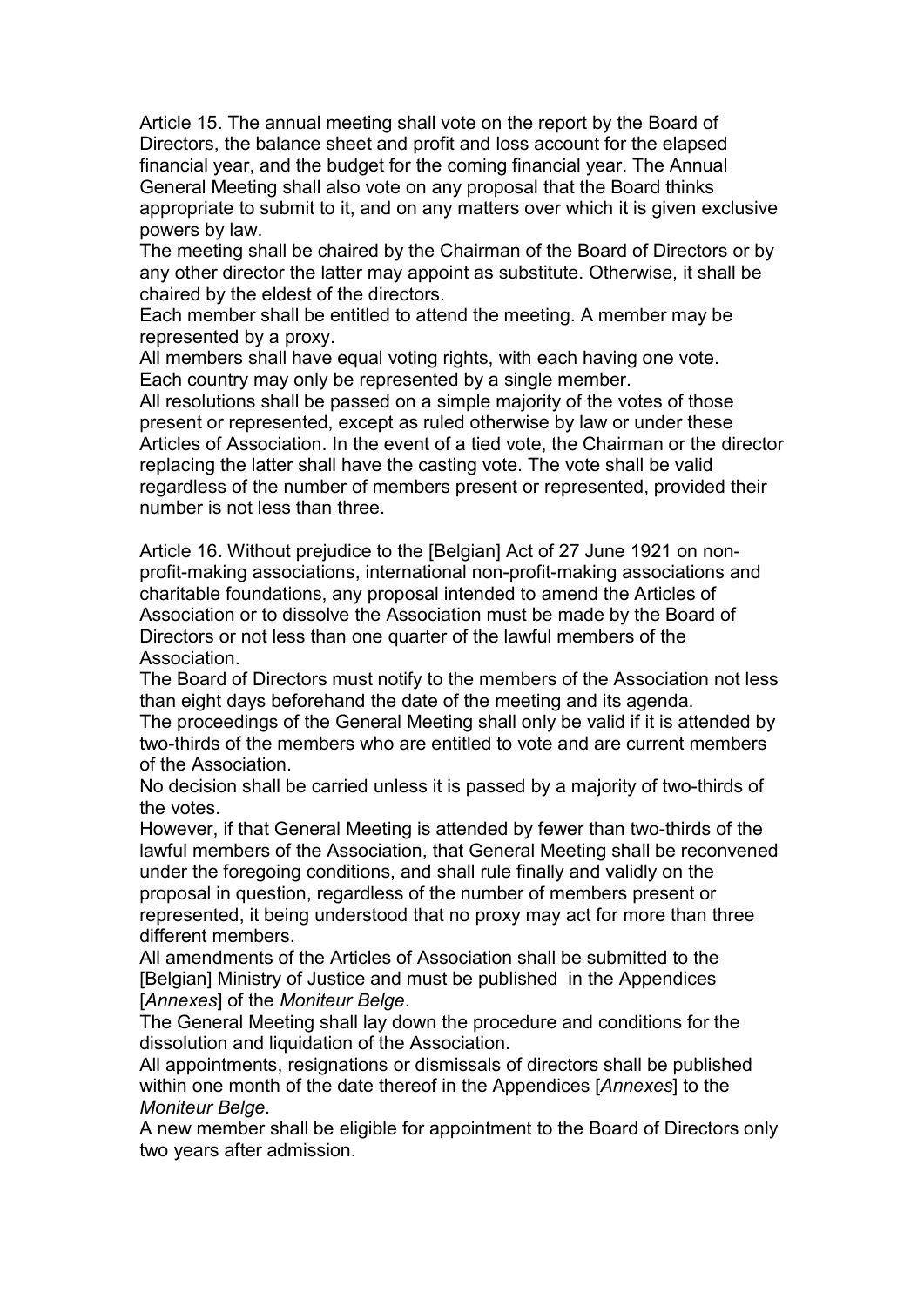Article 15. The annual meeting shall vote on the report by the Board of Directors, the balance sheet and profit and loss account for the elapsed financial year, and the budget for the coming financial year. The Annual General Meeting shall also vote on any proposal that the Board thinks appropriate to submit to it, and on any matters over which it is given exclusive powers by law.

The meeting shall be chaired by the Chairman of the Board of Directors or by any other director the latter may appoint as substitute. Otherwise, it shall be chaired by the eldest of the directors.

Each member shall be entitled to attend the meeting. A member may be represented by a proxy.

All members shall have equal voting rights, with each having one vote.

Each country may only be represented by a single member.

All resolutions shall be passed on a simple majority of the votes of those present or represented, except as ruled otherwise by law or under these Articles of Association. In the event of a tied vote, the Chairman or the director replacing the latter shall have the casting vote. The vote shall be valid regardless of the number of members present or represented, provided their number is not less than three.

Article 16. Without prejudice to the [Belgian] Act of 27 June 1921 on non-profit-making associations, international non-profit-making associations and charitable foundations, any proposal intended to amend the Articles of Association or to dissolve the Association must be made by the Board of Directors or not less than one quarter of the lawful members of the Association.

The Board of Directors must notify to the members of the Association not less than eight days beforehand the date of the meeting and its agenda.

The proceedings of the General Meeting shall only be valid if it is attended by two-thirds of the members who are entitled to vote and are current members of the Association.

No decision shall be carried unless it is passed by a majority of two-thirds of the votes.

However, if that General Meeting is attended by fewer than two-thirds of the lawful members of the Association, that General Meeting shall be reconvened under the foregoing conditions, and shall rule finally and validly on the proposal in question, regardless of the number of members present or represented, it being understood that no proxy may act for more than three different members.

All amendments of the Articles of Association shall be submitted to the [Belgian] Ministry of Justice and must be published in the Appendices [*Annexes*] of the *Moniteur Belge*.

The General Meeting shall lay down the procedure and conditions for the dissolution and liquidation of the Association.

All appointments, resignations or dismissals of directors shall be published within one month of the date thereof in the Appendices [*Annexes*] to the *Moniteur Belge*.

A new member shall be eligible for appointment to the Board of Directors only two years after admission.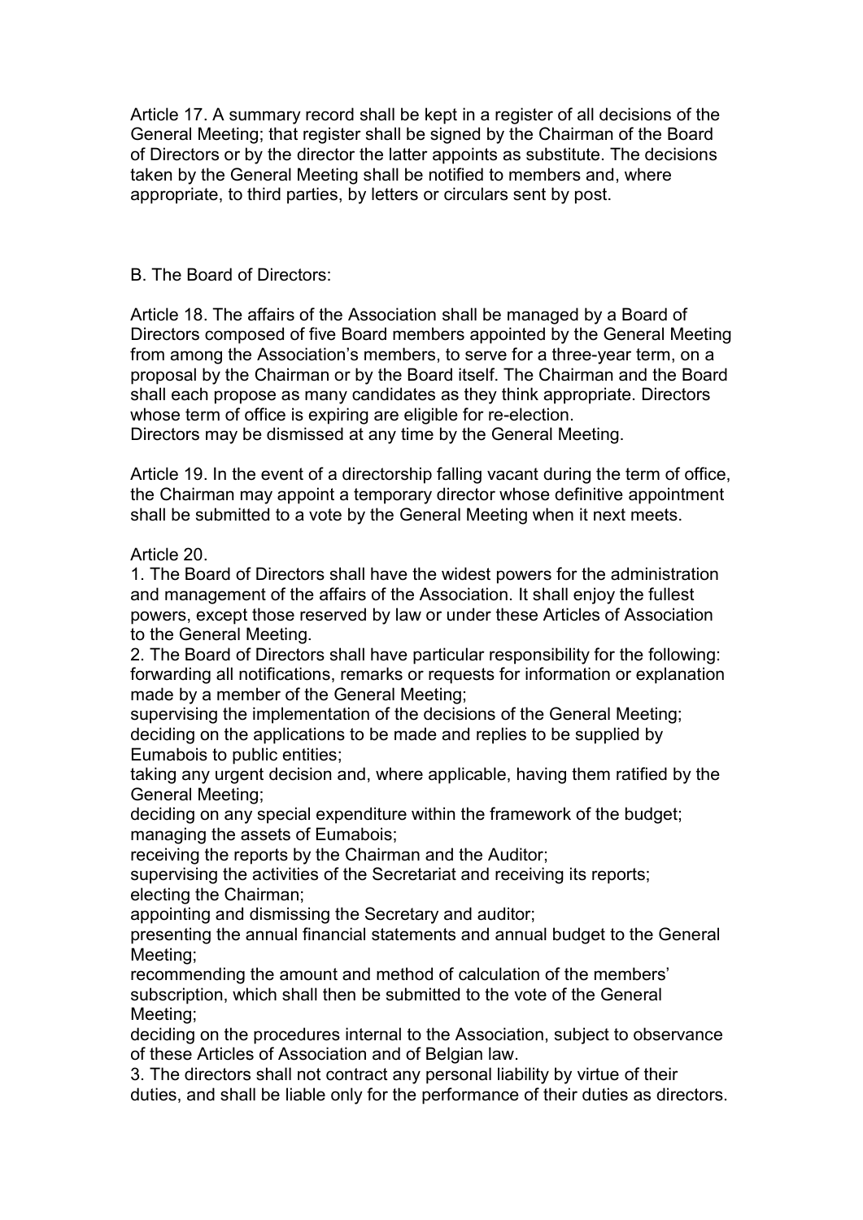Article 17. A summary record shall be kept in a register of all decisions of the General Meeting; that register shall be signed by the Chairman of the Board of Directors or by the director the latter appoints as substitute. The decisions taken by the General Meeting shall be notified to members and, where appropriate, to third parties, by letters or circulars sent by post.

## B. The Board of Directors:

Article 18. The affairs of the Association shall be managed by a Board of Directors composed of five Board members appointed by the General Meeting from among the Association's members, to serve for a three-year term, on a proposal by the Chairman or by the Board itself. The Chairman and the Board shall each propose as many candidates as they think appropriate. Directors whose term of office is expiring are eligible for re-election.
Directors may be dismissed at any time by the General Meeting.

Article 19. In the event of a directorship falling vacant during the term of office, the Chairman may appoint a temporary director whose definitive appointment shall be submitted to a vote by the General Meeting when it next meets.

Article 20.

1. The Board of Directors shall have the widest powers for the administration and management of the affairs of the Association. It shall enjoy the fullest powers, except those reserved by law or under these Articles of Association to the General Meeting.
2. The Board of Directors shall have particular responsibility for the following:
forwarding all notifications, remarks or requests for information or explanation made by a member of the General Meeting;
supervising the implementation of the decisions of the General Meeting;
deciding on the applications to be made and replies to be supplied by Eumabois to public entities;
taking any urgent decision and, where applicable, having them ratified by the General Meeting;
deciding on any special expenditure within the framework of the budget;
managing the assets of Eumabois;
receiving the reports by the Chairman and the Auditor;
supervising the activities of the Secretariat and receiving its reports;
electing the Chairman;
appointing and dismissing the Secretary and auditor;
presenting the annual financial statements and annual budget to the General Meeting;
recommending the amount and method of calculation of the members' subscription, which shall then be submitted to the vote of the General Meeting;
deciding on the procedures internal to the Association, subject to observance of these Articles of Association and of Belgian law.
3. The directors shall not contract any personal liability by virtue of their duties, and shall be liable only for the performance of their duties as directors.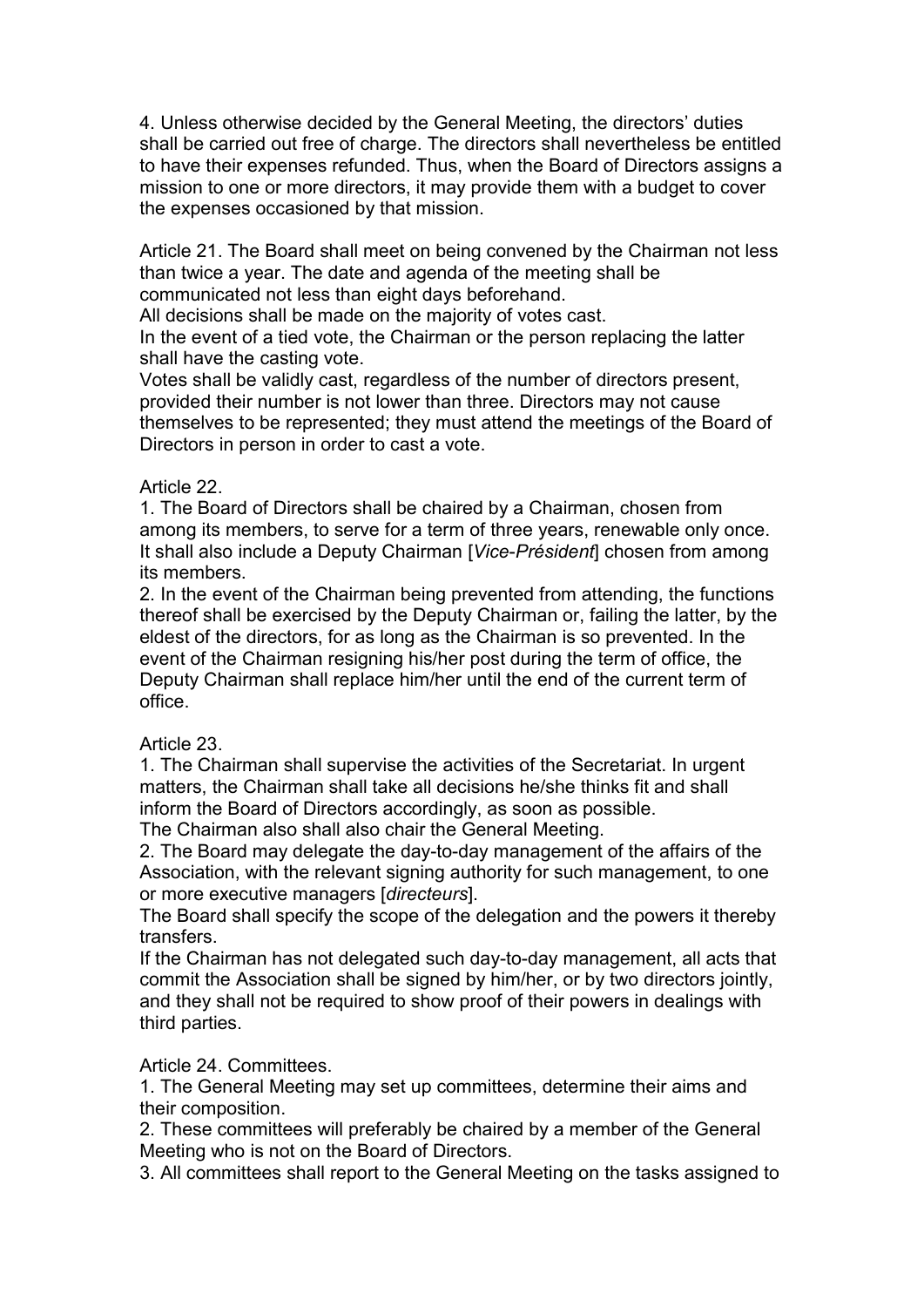4. Unless otherwise decided by the General Meeting, the directors' duties shall be carried out free of charge. The directors shall nevertheless be entitled to have their expenses refunded. Thus, when the Board of Directors assigns a mission to one or more directors, it may provide them with a budget to cover the expenses occasioned by that mission.

Article 21. The Board shall meet on being convened by the Chairman not less than twice a year. The date and agenda of the meeting shall be communicated not less than eight days beforehand.
All decisions shall be made on the majority of votes cast.
In the event of a tied vote, the Chairman or the person replacing the latter shall have the casting vote.
Votes shall be validly cast, regardless of the number of directors present, provided their number is not lower than three. Directors may not cause themselves to be represented; they must attend the meetings of the Board of Directors in person in order to cast a vote.

Article 22.
1. The Board of Directors shall be chaired by a Chairman, chosen from among its members, to serve for a term of three years, renewable only once. It shall also include a Deputy Chairman [*Vice-Président*] chosen from among its members.
2. In the event of the Chairman being prevented from attending, the functions thereof shall be exercised by the Deputy Chairman or, failing the latter, by the eldest of the directors, for as long as the Chairman is so prevented. In the event of the Chairman resigning his/her post during the term of office, the Deputy Chairman shall replace him/her until the end of the current term of office.

Article 23.
1. The Chairman shall supervise the activities of the Secretariat. In urgent matters, the Chairman shall take all decisions he/she thinks fit and shall inform the Board of Directors accordingly, as soon as possible.
The Chairman also shall also chair the General Meeting.
2. The Board may delegate the day-to-day management of the affairs of the Association, with the relevant signing authority for such management, to one or more executive managers [*directeurs*].
The Board shall specify the scope of the delegation and the powers it thereby transfers.
If the Chairman has not delegated such day-to-day management, all acts that commit the Association shall be signed by him/her, or by two directors jointly, and they shall not be required to show proof of their powers in dealings with third parties.

Article 24. Committees.
1. The General Meeting may set up committees, determine their aims and their composition.
2. These committees will preferably be chaired by a member of the General Meeting who is not on the Board of Directors.
3. All committees shall report to the General Meeting on the tasks assigned to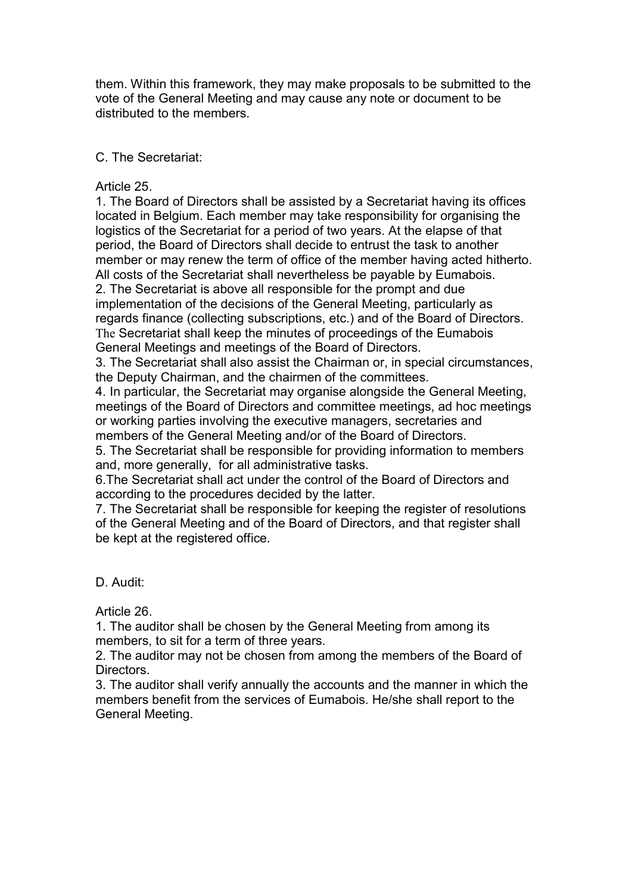them. Within this framework, they may make proposals to be submitted to the vote of the General Meeting and may cause any note or document to be distributed to the members.

## C. The Secretariat:

Article 25.

1. The Board of Directors shall be assisted by a Secretariat having its offices located in Belgium. Each member may take responsibility for organising the logistics of the Secretariat for a period of two years. At the elapse of that period, the Board of Directors shall decide to entrust the task to another member or may renew the term of office of the member having acted hitherto. All costs of the Secretariat shall nevertheless be payable by Eumabois.
2. The Secretariat is above all responsible for the prompt and due implementation of the decisions of the General Meeting, particularly as regards finance (collecting subscriptions, etc.) and of the Board of Directors. The Secretariat shall keep the minutes of proceedings of the Eumabois General Meetings and meetings of the Board of Directors.
3. The Secretariat shall also assist the Chairman or, in special circumstances, the Deputy Chairman, and the chairmen of the committees.
4. In particular, the Secretariat may organise alongside the General Meeting, meetings of the Board of Directors and committee meetings, ad hoc meetings or working parties involving the executive managers, secretaries and members of the General Meeting and/or of the Board of Directors.
5. The Secretariat shall be responsible for providing information to members and, more generally, for all administrative tasks.
6. The Secretariat shall act under the control of the Board of Directors and according to the procedures decided by the latter.
7. The Secretariat shall be responsible for keeping the register of resolutions of the General Meeting and of the Board of Directors, and that register shall be kept at the registered office.

## D. Audit:

Article 26.

1. The auditor shall be chosen by the General Meeting from among its members, to sit for a term of three years.
2. The auditor may not be chosen from among the members of the Board of Directors.
3. The auditor shall verify annually the accounts and the manner in which the members benefit from the services of Eumabois. He/she shall report to the General Meeting.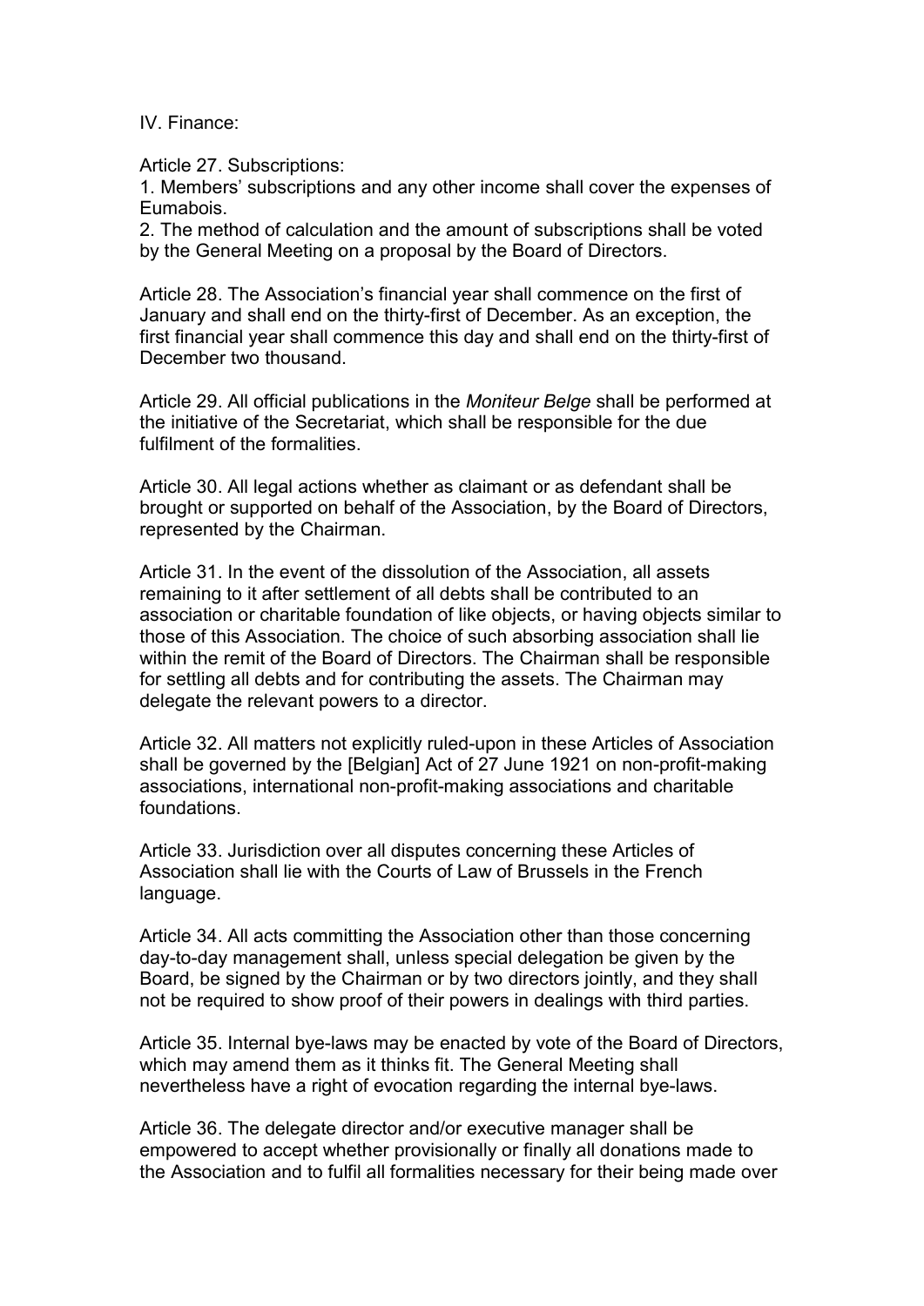IV. Finance:

Article 27. Subscriptions:

1. Members' subscriptions and any other income shall cover the expenses of Eumabois.
2. The method of calculation and the amount of subscriptions shall be voted by the General Meeting on a proposal by the Board of Directors.

Article 28. The Association's financial year shall commence on the first of January and shall end on the thirty-first of December. As an exception, the first financial year shall commence this day and shall end on the thirty-first of December two thousand.

Article 29. All official publications in the *Moniteur Belge* shall be performed at the initiative of the Secretariat, which shall be responsible for the due fulfilment of the formalities.

Article 30. All legal actions whether as claimant or as defendant shall be brought or supported on behalf of the Association, by the Board of Directors, represented by the Chairman.

Article 31. In the event of the dissolution of the Association, all assets remaining to it after settlement of all debts shall be contributed to an association or charitable foundation of like objects, or having objects similar to those of this Association. The choice of such absorbing association shall lie within the remit of the Board of Directors. The Chairman shall be responsible for settling all debts and for contributing the assets. The Chairman may delegate the relevant powers to a director.

Article 32. All matters not explicitly ruled-upon in these Articles of Association shall be governed by the [Belgian] Act of 27 June 1921 on non-profit-making associations, international non-profit-making associations and charitable foundations.

Article 33. Jurisdiction over all disputes concerning these Articles of Association shall lie with the Courts of Law of Brussels in the French language.

Article 34. All acts committing the Association other than those concerning day-to-day management shall, unless special delegation be given by the Board, be signed by the Chairman or by two directors jointly, and they shall not be required to show proof of their powers in dealings with third parties.

Article 35. Internal bye-laws may be enacted by vote of the Board of Directors, which may amend them as it thinks fit. The General Meeting shall nevertheless have a right of evocation regarding the internal bye-laws.

Article 36. The delegate director and/or executive manager shall be empowered to accept whether provisionally or finally all donations made to the Association and to fulfil all formalities necessary for their being made over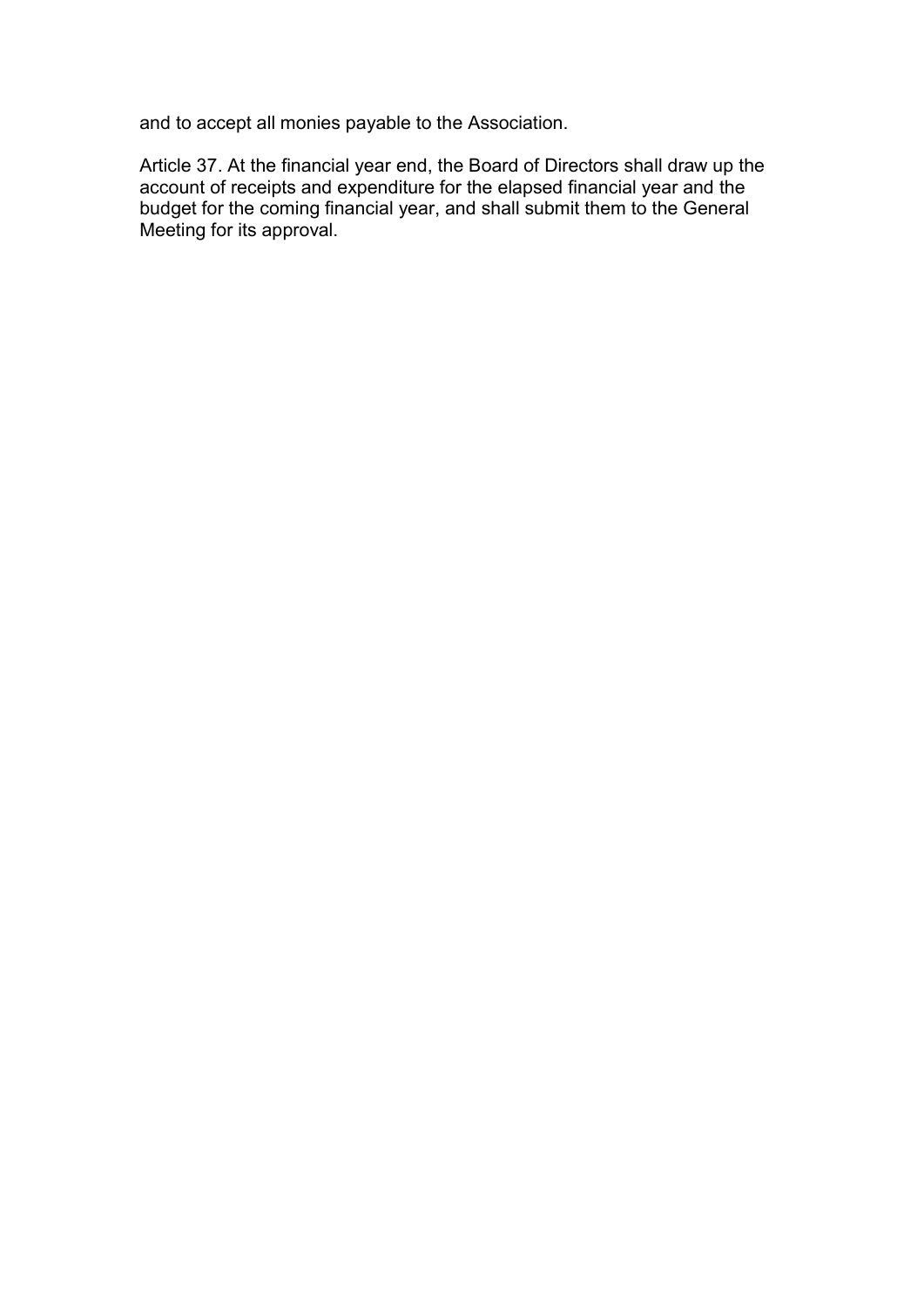and to accept all monies payable to the Association.

Article 37. At the financial year end, the Board of Directors shall draw up the account of receipts and expenditure for the elapsed financial year and the budget for the coming financial year, and shall submit them to the General Meeting for its approval.